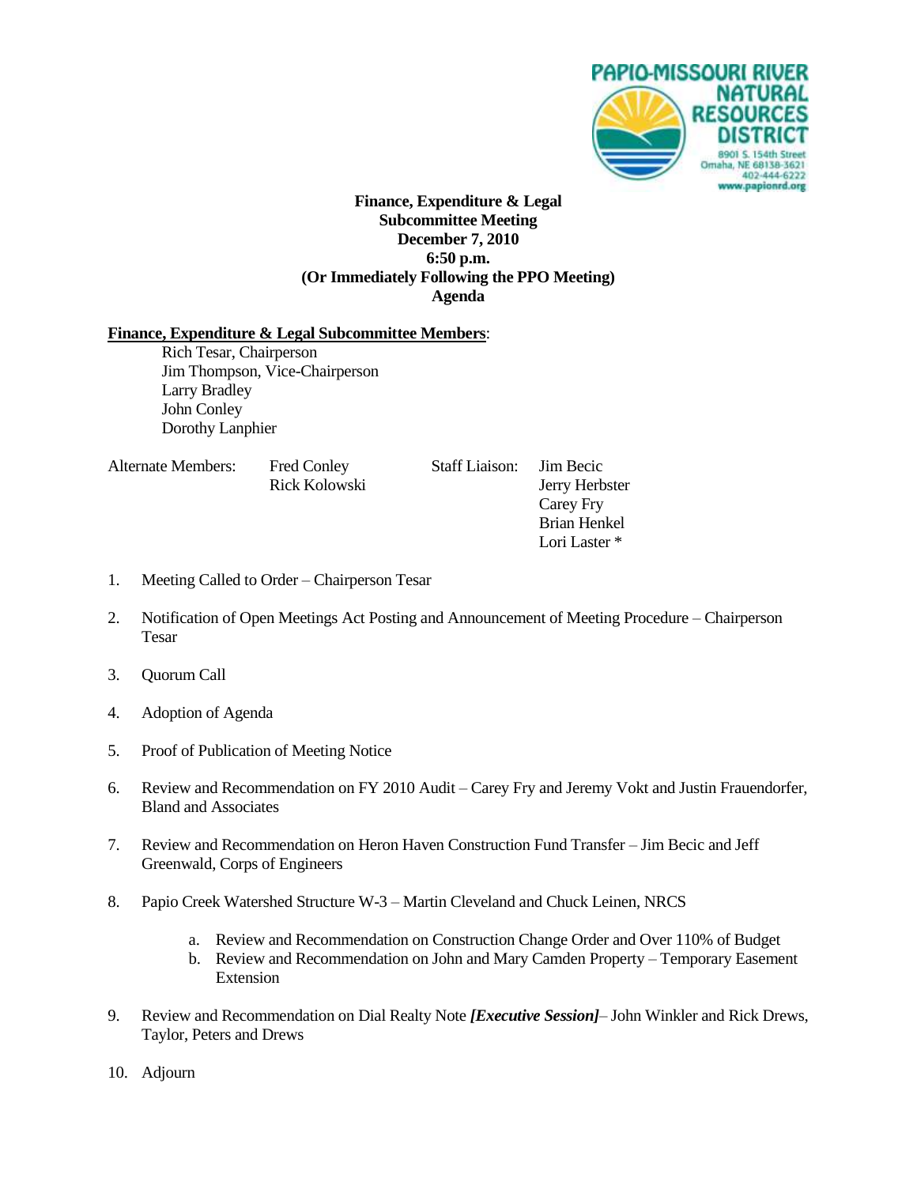PAPIO-MISSOURI RIVER
NATURAL
RESOURCES
DISTRICT
8901 S. 154th Street
Omaha, NE 68138-3621
402-444-6222
www.papionrd.org

**Finance, Expenditure & Legal**
**Subcommittee Meeting**
**December 7, 2010**
**6:50 p.m.**
**(Or Immediately Following the PPO Meeting)**
**Agenda**

**Finance, Expenditure & Legal Subcommittee Members**:

Rich Tesar, Chairperson
Jim Thompson, Vice-Chairperson
Larry Bradley
John Conley
Dorothy Lanphier

Alternate Members: Fred Conley, Rick Kolowski

Staff Liaison: Jim Becic, Jerry Herbster, Carey Fry, Brian Henkel, Lori Laster *

1. Meeting Called to Order – Chairperson Tesar
2. Notification of Open Meetings Act Posting and Announcement of Meeting Procedure – Chairperson Tesar
3. Quorum Call
4. Adoption of Agenda
5. Proof of Publication of Meeting Notice
6. Review and Recommendation on FY 2010 Audit – Carey Fry and Jeremy Vokt and Justin Frauendorfer, Bland and Associates
7. Review and Recommendation on Heron Haven Construction Fund Transfer – Jim Becic and Jeff Greenwald, Corps of Engineers
8. Papio Creek Watershed Structure W-3 – Martin Cleveland and Chuck Leinen, NRCS
   a. Review and Recommendation on Construction Change Order and Over 110% of Budget
   b. Review and Recommendation on John and Mary Camden Property – Temporary Easement Extension
9. Review and Recommendation on Dial Realty Note ***[Executive Session]***– John Winkler and Rick Drews, Taylor, Peters and Drews
10. Adjourn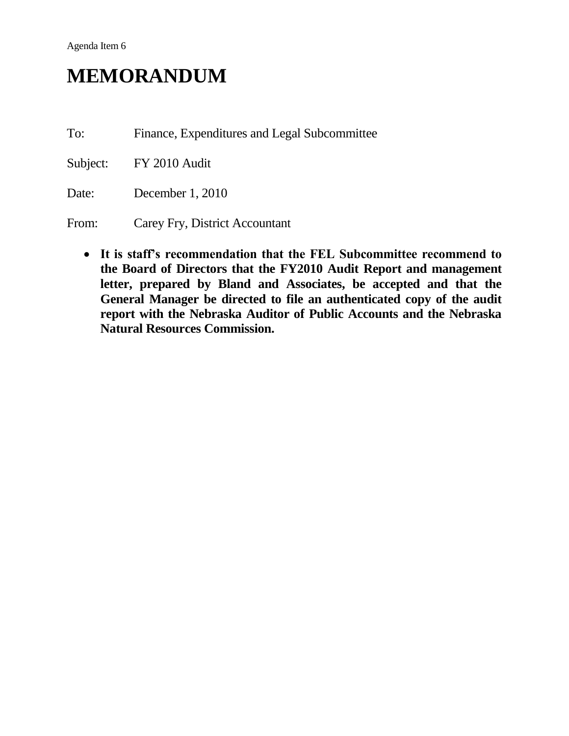Agenda Item 6

# MEMORANDUM

To: Finance, Expenditures and Legal Subcommittee

Subject: FY 2010 Audit

Date: December 1, 2010

From: Carey Fry, District Accountant

- **It is staff's recommendation that the FEL Subcommittee recommend to the Board of Directors that the FY2010 Audit Report and management letter, prepared by Bland and Associates, be accepted and that the General Manager be directed to file an authenticated copy of the audit report with the Nebraska Auditor of Public Accounts and the Nebraska Natural Resources Commission.**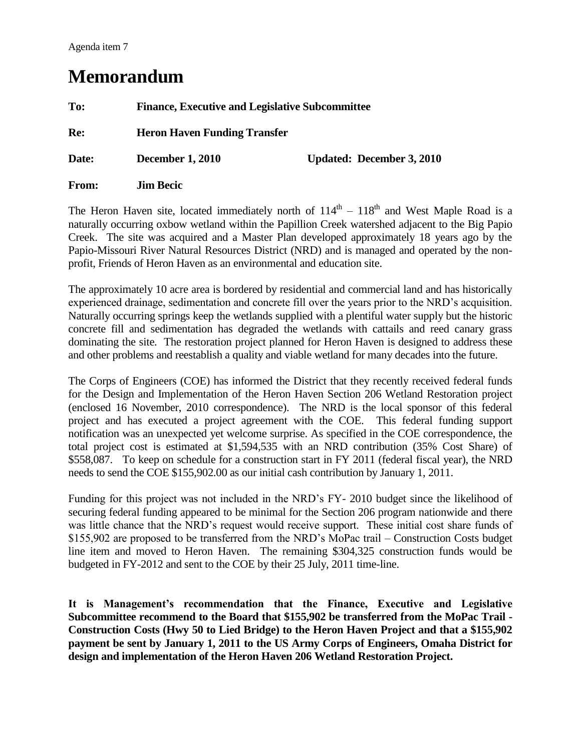Agenda item 7

# Memorandum

**To:** **Finance, Executive and Legislative Subcommittee**

**Re:** **Heron Haven Funding Transfer**

**Date:** **December 1, 2010** **Updated: December 3, 2010**

**From:** **Jim Becic**

The Heron Haven site, located immediately north of 114th – 118th and West Maple Road is a naturally occurring oxbow wetland within the Papillion Creek watershed adjacent to the Big Papio Creek. The site was acquired and a Master Plan developed approximately 18 years ago by the Papio-Missouri River Natural Resources District (NRD) and is managed and operated by the non-profit, Friends of Heron Haven as an environmental and education site.

The approximately 10 acre area is bordered by residential and commercial land and has historically experienced drainage, sedimentation and concrete fill over the years prior to the NRD's acquisition. Naturally occurring springs keep the wetlands supplied with a plentiful water supply but the historic concrete fill and sedimentation has degraded the wetlands with cattails and reed canary grass dominating the site. The restoration project planned for Heron Haven is designed to address these and other problems and reestablish a quality and viable wetland for many decades into the future.

The Corps of Engineers (COE) has informed the District that they recently received federal funds for the Design and Implementation of the Heron Haven Section 206 Wetland Restoration project (enclosed 16 November, 2010 correspondence). The NRD is the local sponsor of this federal project and has executed a project agreement with the COE. This federal funding support notification was an unexpected yet welcome surprise. As specified in the COE correspondence, the total project cost is estimated at $1,594,535 with an NRD contribution (35% Cost Share) of $558,087. To keep on schedule for a construction start in FY 2011 (federal fiscal year), the NRD needs to send the COE $155,902.00 as our initial cash contribution by January 1, 2011.

Funding for this project was not included in the NRD's FY- 2010 budget since the likelihood of securing federal funding appeared to be minimal for the Section 206 program nationwide and there was little chance that the NRD's request would receive support. These initial cost share funds of $155,902 are proposed to be transferred from the NRD's MoPac trail – Construction Costs budget line item and moved to Heron Haven. The remaining $304,325 construction funds would be budgeted in FY-2012 and sent to the COE by their 25 July, 2011 time-line.

**It is Management's recommendation that the Finance, Executive and Legislative Subcommittee recommend to the Board that $155,902 be transferred from the MoPac Trail - Construction Costs (Hwy 50 to Lied Bridge) to the Heron Haven Project and that a $155,902 payment be sent by January 1, 2011 to the US Army Corps of Engineers, Omaha District for design and implementation of the Heron Haven 206 Wetland Restoration Project.**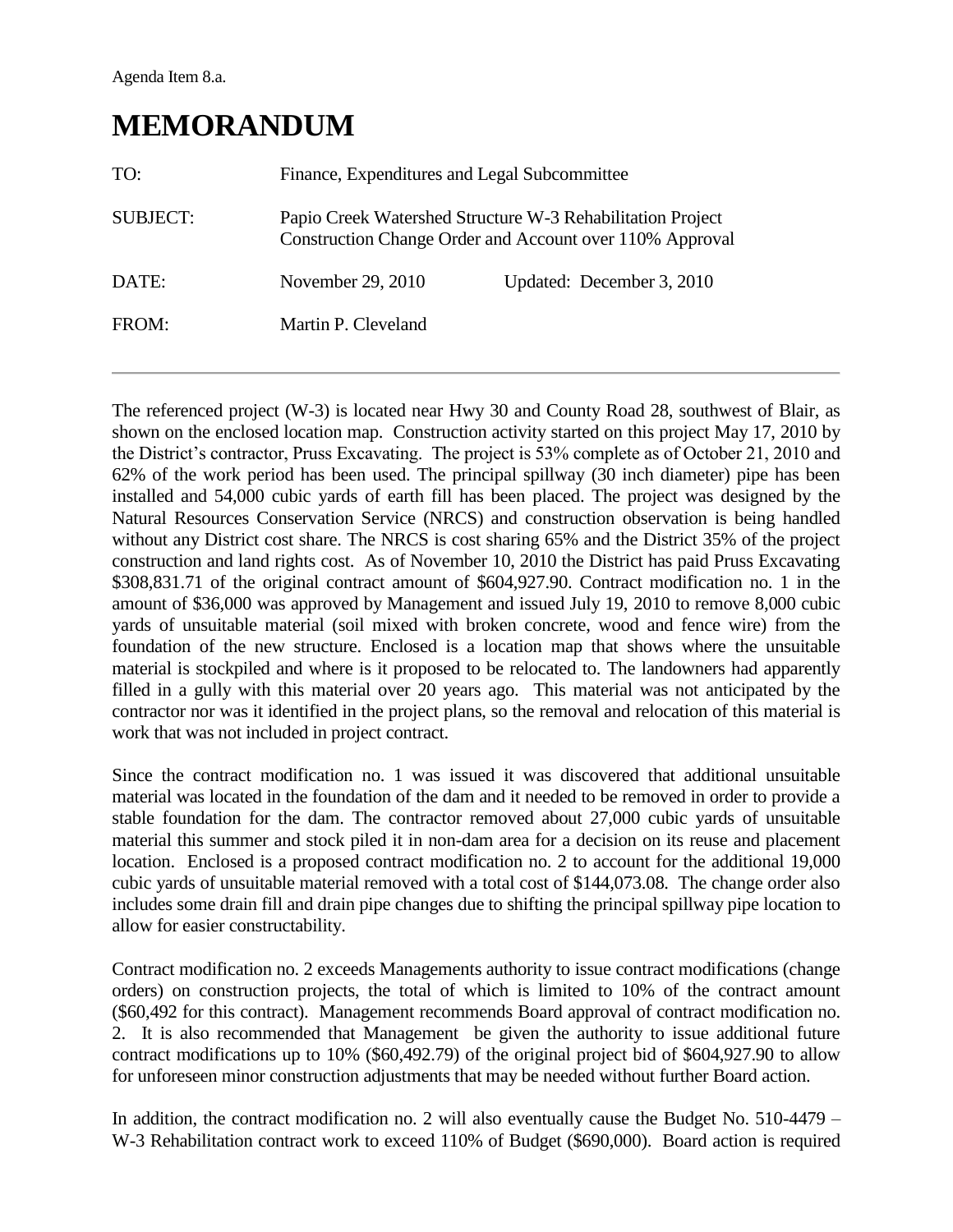Agenda Item 8.a.

# MEMORANDUM

| | | |
|---|---|---|
| TO: | Finance, Expenditures and Legal Subcommittee | |
| SUBJECT: | Papio Creek Watershed Structure W-3 Rehabilitation Project<br>Construction Change Order and Account over 110% Approval | |
| DATE: | November 29, 2010 | Updated: December 3, 2010 |
| FROM: | Martin P. Cleveland | |

---

The referenced project (W-3) is located near Hwy 30 and County Road 28, southwest of Blair, as shown on the enclosed location map. Construction activity started on this project May 17, 2010 by the District's contractor, Pruss Excavating. The project is 53% complete as of October 21, 2010 and 62% of the work period has been used. The principal spillway (30 inch diameter) pipe has been installed and 54,000 cubic yards of earth fill has been placed. The project was designed by the Natural Resources Conservation Service (NRCS) and construction observation is being handled without any District cost share. The NRCS is cost sharing 65% and the District 35% of the project construction and land rights cost. As of November 10, 2010 the District has paid Pruss Excavating $308,831.71 of the original contract amount of $604,927.90. Contract modification no. 1 in the amount of $36,000 was approved by Management and issued July 19, 2010 to remove 8,000 cubic yards of unsuitable material (soil mixed with broken concrete, wood and fence wire) from the foundation of the new structure. Enclosed is a location map that shows where the unsuitable material is stockpiled and where is it proposed to be relocated to. The landowners had apparently filled in a gully with this material over 20 years ago. This material was not anticipated by the contractor nor was it identified in the project plans, so the removal and relocation of this material is work that was not included in project contract.

Since the contract modification no. 1 was issued it was discovered that additional unsuitable material was located in the foundation of the dam and it needed to be removed in order to provide a stable foundation for the dam. The contractor removed about 27,000 cubic yards of unsuitable material this summer and stock piled it in non-dam area for a decision on its reuse and placement location. Enclosed is a proposed contract modification no. 2 to account for the additional 19,000 cubic yards of unsuitable material removed with a total cost of $144,073.08. The change order also includes some drain fill and drain pipe changes due to shifting the principal spillway pipe location to allow for easier constructability.

Contract modification no. 2 exceeds Managements authority to issue contract modifications (change orders) on construction projects, the total of which is limited to 10% of the contract amount ($60,492 for this contract). Management recommends Board approval of contract modification no. 2. It is also recommended that Management be given the authority to issue additional future contract modifications up to 10% ($60,492.79) of the original project bid of $604,927.90 to allow for unforeseen minor construction adjustments that may be needed without further Board action.

In addition, the contract modification no. 2 will also eventually cause the Budget No. 510-4479 – W-3 Rehabilitation contract work to exceed 110% of Budget ($690,000). Board action is required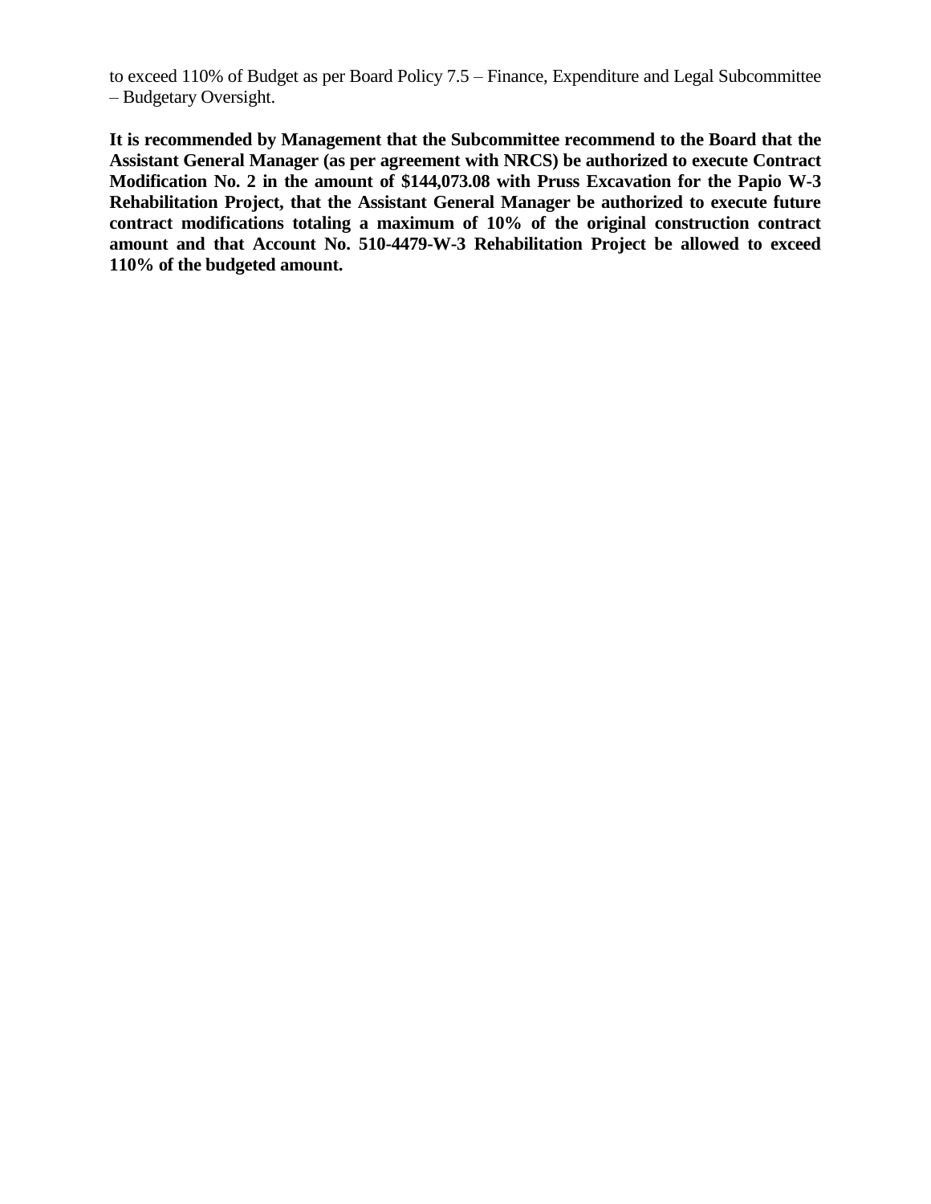to exceed 110% of Budget as per Board Policy 7.5 – Finance, Expenditure and Legal Subcommittee – Budgetary Oversight.

**It is recommended by Management that the Subcommittee recommend to the Board that the Assistant General Manager (as per agreement with NRCS) be authorized to execute Contract Modification No. 2 in the amount of $144,073.08 with Pruss Excavation for the Papio W-3 Rehabilitation Project, that the Assistant General Manager be authorized to execute future contract modifications totaling a maximum of 10% of the original construction contract amount and that Account No. 510-4479-W-3 Rehabilitation Project be allowed to exceed 110% of the budgeted amount.**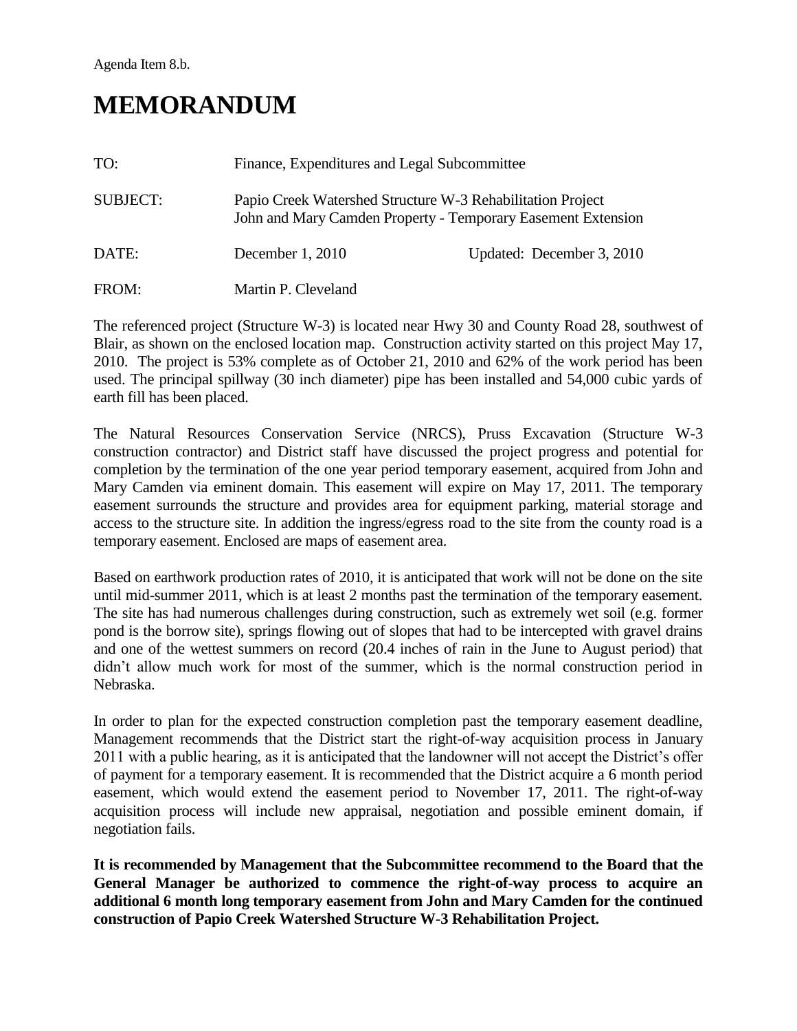Agenda Item 8.b.

# MEMORANDUM

| | | |
|---|---|---|
| TO: | Finance, Expenditures and Legal Subcommittee | |
| SUBJECT: | Papio Creek Watershed Structure W-3 Rehabilitation Project<br>John and Mary Camden Property - Temporary Easement Extension | |
| DATE: | December 1, 2010 | Updated: December 3, 2010 |
| FROM: | Martin P. Cleveland | |

The referenced project (Structure W-3) is located near Hwy 30 and County Road 28, southwest of Blair, as shown on the enclosed location map. Construction activity started on this project May 17, 2010. The project is 53% complete as of October 21, 2010 and 62% of the work period has been used. The principal spillway (30 inch diameter) pipe has been installed and 54,000 cubic yards of earth fill has been placed.

The Natural Resources Conservation Service (NRCS), Pruss Excavation (Structure W-3 construction contractor) and District staff have discussed the project progress and potential for completion by the termination of the one year period temporary easement, acquired from John and Mary Camden via eminent domain. This easement will expire on May 17, 2011. The temporary easement surrounds the structure and provides area for equipment parking, material storage and access to the structure site. In addition the ingress/egress road to the site from the county road is a temporary easement. Enclosed are maps of easement area.

Based on earthwork production rates of 2010, it is anticipated that work will not be done on the site until mid-summer 2011, which is at least 2 months past the termination of the temporary easement. The site has had numerous challenges during construction, such as extremely wet soil (e.g. former pond is the borrow site), springs flowing out of slopes that had to be intercepted with gravel drains and one of the wettest summers on record (20.4 inches of rain in the June to August period) that didn't allow much work for most of the summer, which is the normal construction period in Nebraska.

In order to plan for the expected construction completion past the temporary easement deadline, Management recommends that the District start the right-of-way acquisition process in January 2011 with a public hearing, as it is anticipated that the landowner will not accept the District's offer of payment for a temporary easement. It is recommended that the District acquire a 6 month period easement, which would extend the easement period to November 17, 2011. The right-of-way acquisition process will include new appraisal, negotiation and possible eminent domain, if negotiation fails.

**It is recommended by Management that the Subcommittee recommend to the Board that the General Manager be authorized to commence the right-of-way process to acquire an additional 6 month long temporary easement from John and Mary Camden for the continued construction of Papio Creek Watershed Structure W-3 Rehabilitation Project.**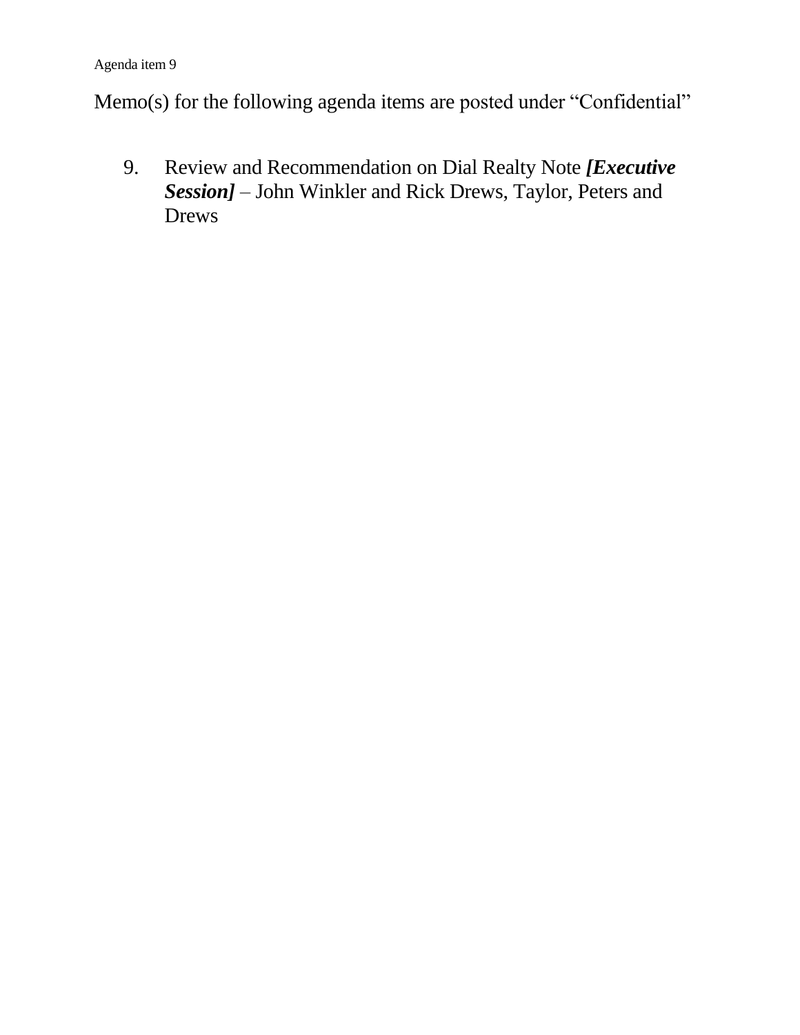Agenda item 9

Memo(s) for the following agenda items are posted under "Confidential"

9. Review and Recommendation on Dial Realty Note ***[Executive Session]*** – John Winkler and Rick Drews, Taylor, Peters and Drews